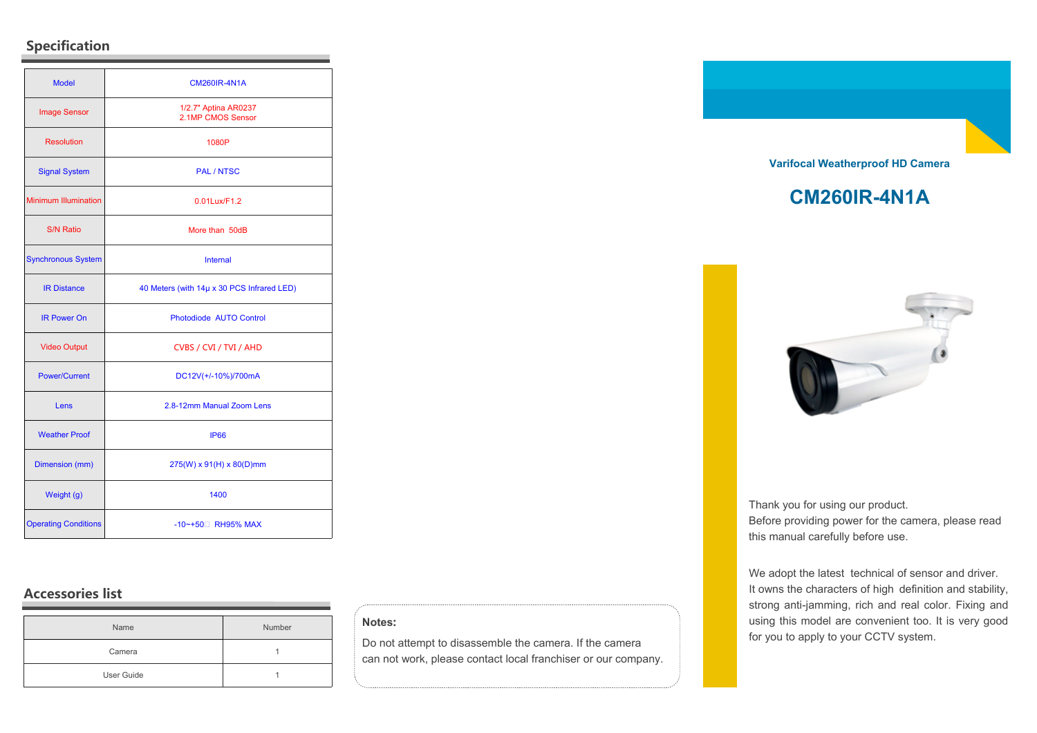## Specification

| Model | CM260IR-4N1A |
|---|---|
| Image Sensor | 1/2.7" Aptina AR0237<br>2.1MP CMOS Sensor |
| Resolution | 1080P |
| Signal System | PAL / NTSC |
| Minimum Illumination | 0.01Lux/F1.2 |
| S/N Ratio | More than 50dB |
| Synchronous System | Internal |
| IR Distance | 40 Meters (with 14μ x 30 PCS Infrared LED) |
| IR Power On | Photodiode AUTO Control |
| Video Output | CVBS / CVI / TVI / AHD |
| Power/Current | DC12V(+/-10%)/700mA |
| Lens | 2.8-12mm Manual Zoom Lens |
| Weather Proof | IP66 |
| Dimension (mm) | 275(W) x 91(H) x 80(D)mm |
| Weight (g) | 1400 |
| Operating Conditions | -10~+50℃ RH95% MAX |

## Accessories list

| Name | Number |
|---|---|
| Camera | 1 |
| User Guide | 1 |

**Notes:**

Do not attempt to disassemble the camera. If the camera can not work, please contact local franchiser or our company.

**Varifocal Weatherproof HD Camera**

# CM260IR-4N1A

Thank you for using our product.
Before providing power for the camera, please read this manual carefully before use.

We adopt the latest technical of sensor and driver. It owns the characters of high definition and stability, strong anti-jamming, rich and real color. Fixing and using this model are convenient too. It is very good for you to apply to your CCTV system.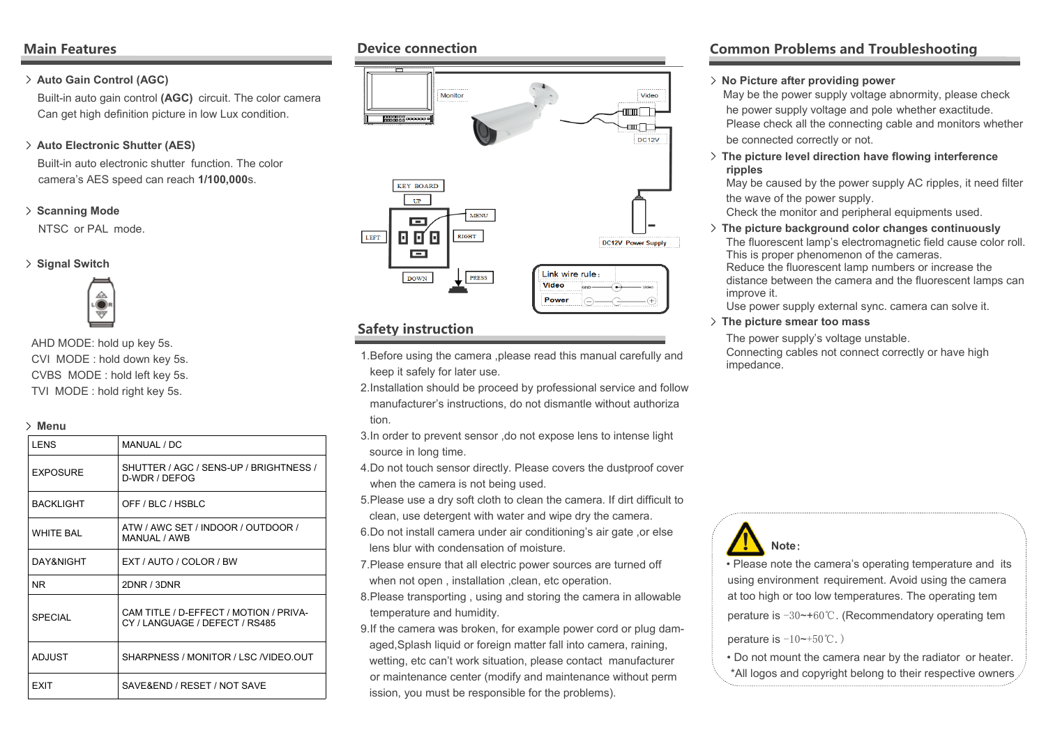## Main Features

### Auto Gain Control (AGC)

Built-in auto gain control **(AGC)** circuit. The color camera Can get high definition picture in low Lux condition.

### Auto Electronic Shutter (AES)

Built-in auto electronic shutter function. The color camera's AES speed can reach **1/100,000**s.

### Scanning Mode

NTSC or PAL mode.

### Signal Switch

AHD MODE: hold up key 5s.
CVI MODE : hold down key 5s.
CVBS MODE : hold left key 5s.
TVI MODE : hold right key 5s.

### Menu

| | |
|---|---|
| LENS | MANUAL / DC |
| EXPOSURE | SHUTTER / AGC / SENS-UP / BRIGHTNESS / D-WDR / DEFOG |
| BACKLIGHT | OFF / BLC / HSBLC |
| WHITE BAL | ATW / AWC SET / INDOOR / OUTDOOR / MANUAL / AWB |
| DAY&NIGHT | EXT / AUTO / COLOR / BW |
| NR | 2DNR / 3DNR |
| SPECIAL | CAM TITLE / D-EFFECT / MOTION / PRIVACY / LANGUAGE / DEFECT / RS485 |
| ADJUST | SHARPNESS / MONITOR / LSC /VIDEO.OUT |
| EXIT | SAVE&END / RESET / NOT SAVE |

## Device connection

Monitor
Video
DC12V
DC12V Power Supply
KEY BOARD
UP
MENU
LEFT
RIGHT
DOWN
PRESS
Link wire rule:
Video
Power

## Safety instruction

1.Before using the camera ,please read this manual carefully and keep it safely for later use.
2.Installation should be proceed by professional service and follow manufacturer's instructions, do not dismantle without authorization.
3.In order to prevent sensor ,do not expose lens to intense light source in long time.
4.Do not touch sensor directly. Please covers the dustproof cover when the camera is not being used.
5.Please use a dry soft cloth to clean the camera. If dirt difficult to clean, use detergent with water and wipe dry the camera.
6.Do not install camera under air conditioning's air gate ,or else lens blur with condensation of moisture.
7.Please ensure that all electric power sources are turned off when not open , installation ,clean, etc operation.
8.Please transporting , using and storing the camera in allowable temperature and humidity.
9.If the camera was broken, for example power cord or plug damaged,Splash liquid or foreign matter fall into camera, raining, wetting, etc can't work situation, please contact manufacturer or maintenance center (modify and maintenance without permission, you must be responsible for the problems).

## Common Problems and Troubleshooting

### No Picture after providing power

May be the power supply voltage abnormity, please check he power supply voltage and pole whether exactitude.
Please check all the connecting cable and monitors whether be connected correctly or not.

### The picture level direction have flowing interference ripples

May be caused by the power supply AC ripples, it need filter the wave of the power supply.
Check the monitor and peripheral equipments used.

### The picture background color changes continuously

The fluorescent lamp's electromagnetic field cause color roll. This is proper phenomenon of the cameras.
Reduce the fluorescent lamp numbers or increase the distance between the camera and the fluorescent lamps can improve it.
Use power supply external sync. camera can solve it.

### The picture smear too mass

The power supply's voltage unstable.
Connecting cables not connect correctly or have high impedance.

**Note:**

- Please note the camera's operating temperature and its using environment requirement. Avoid using the camera at too high or too low temperatures. The operating temperature is -30~+60℃. (Recommendatory operating temperature is -10~+50℃.)
- Do not mount the camera near by the radiator or heater.

*All logos and copyright belong to their respective owners